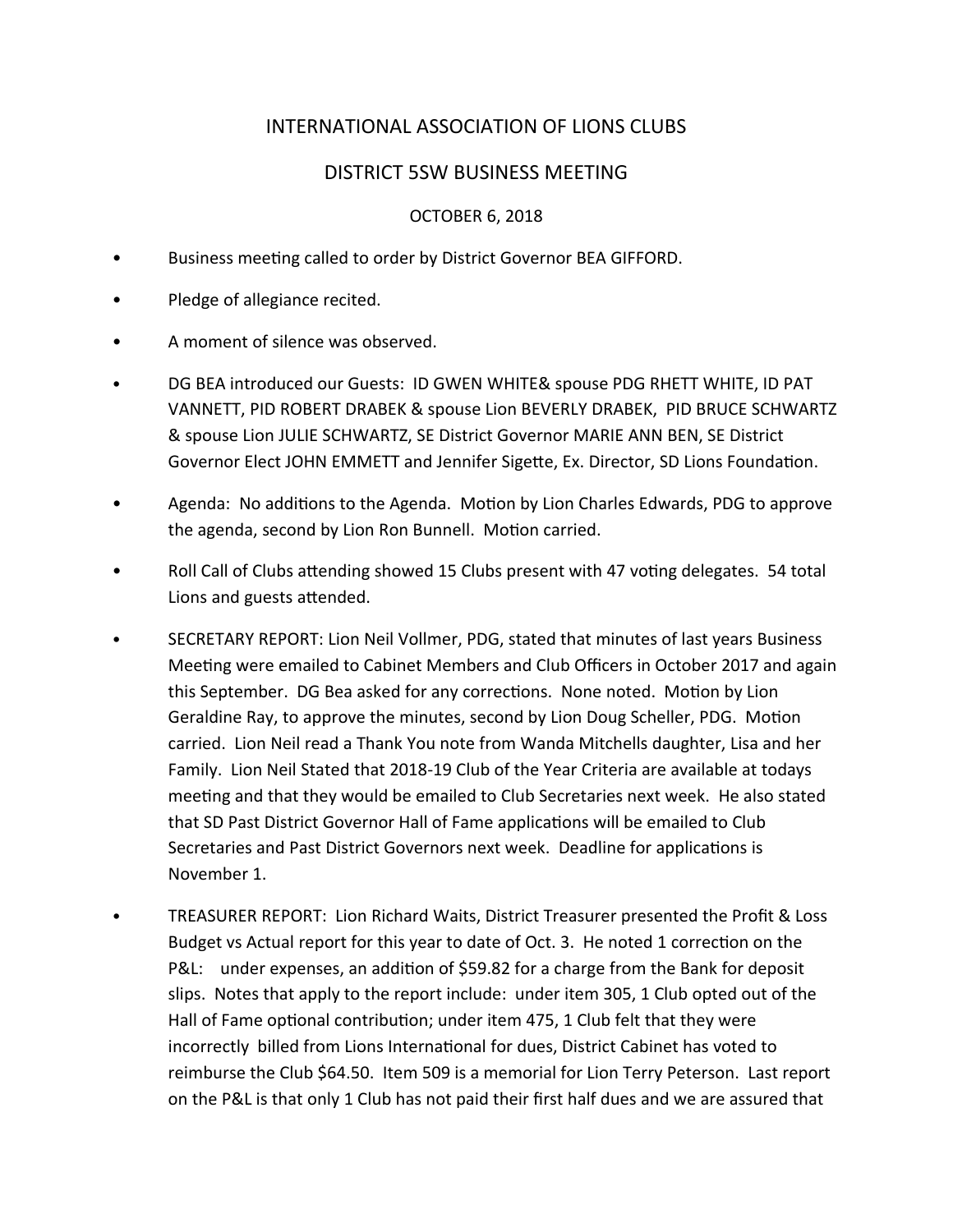# INTERNATIONAL ASSOCIATION OF LIONS CLUBS

## DISTRICT 5SW BUSINESS MEETING

OCTOBER 6, 2018

- Business meeting called to order by District Governor BEA GIFFORD.
- Pledge of allegiance recited.
- A moment of silence was observed.
- DG BEA introduced our Guests: ID GWEN WHITE& spouse PDG RHETT WHITE, ID PAT VANNETT, PID ROBERT DRABEK & spouse Lion BEVERLY DRABEK, PID BRUCE SCHWARTZ & spouse Lion JULIE SCHWARTZ, SE District Governor MARIE ANN BEN, SE District Governor Elect JOHN EMMETT and Jennifer Sigette, Ex. Director, SD Lions Foundation.
- Agenda: No additions to the Agenda. Motion by Lion Charles Edwards, PDG to approve the agenda, second by Lion Ron Bunnell. Motion carried.
- Roll Call of Clubs attending showed 15 Clubs present with 47 voting delegates. 54 total Lions and guests attended.
- SECRETARY REPORT: Lion Neil Vollmer, PDG, stated that minutes of last years Business Meeting were emailed to Cabinet Members and Club Officers in October 2017 and again this September. DG Bea asked for any corrections. None noted. Motion by Lion Geraldine Ray, to approve the minutes, second by Lion Doug Scheller, PDG. Motion carried. Lion Neil read a Thank You note from Wanda Mitchells daughter, Lisa and her Family. Lion Neil Stated that 2018-19 Club of the Year Criteria are available at todays meeting and that they would be emailed to Club Secretaries next week. He also stated that SD Past District Governor Hall of Fame applications will be emailed to Club Secretaries and Past District Governors next week. Deadline for applications is November 1.
- TREASURER REPORT: Lion Richard Waits, District Treasurer presented the Profit & Loss Budget vs Actual report for this year to date of Oct. 3. He noted 1 correction on the P&L: under expenses, an addition of $59.82 for a charge from the Bank for deposit slips. Notes that apply to the report include: under item 305, 1 Club opted out of the Hall of Fame optional contribution; under item 475, 1 Club felt that they were incorrectly billed from Lions International for dues, District Cabinet has voted to reimburse the Club $64.50. Item 509 is a memorial for Lion Terry Peterson. Last report on the P&L is that only 1 Club has not paid their first half dues and we are assured that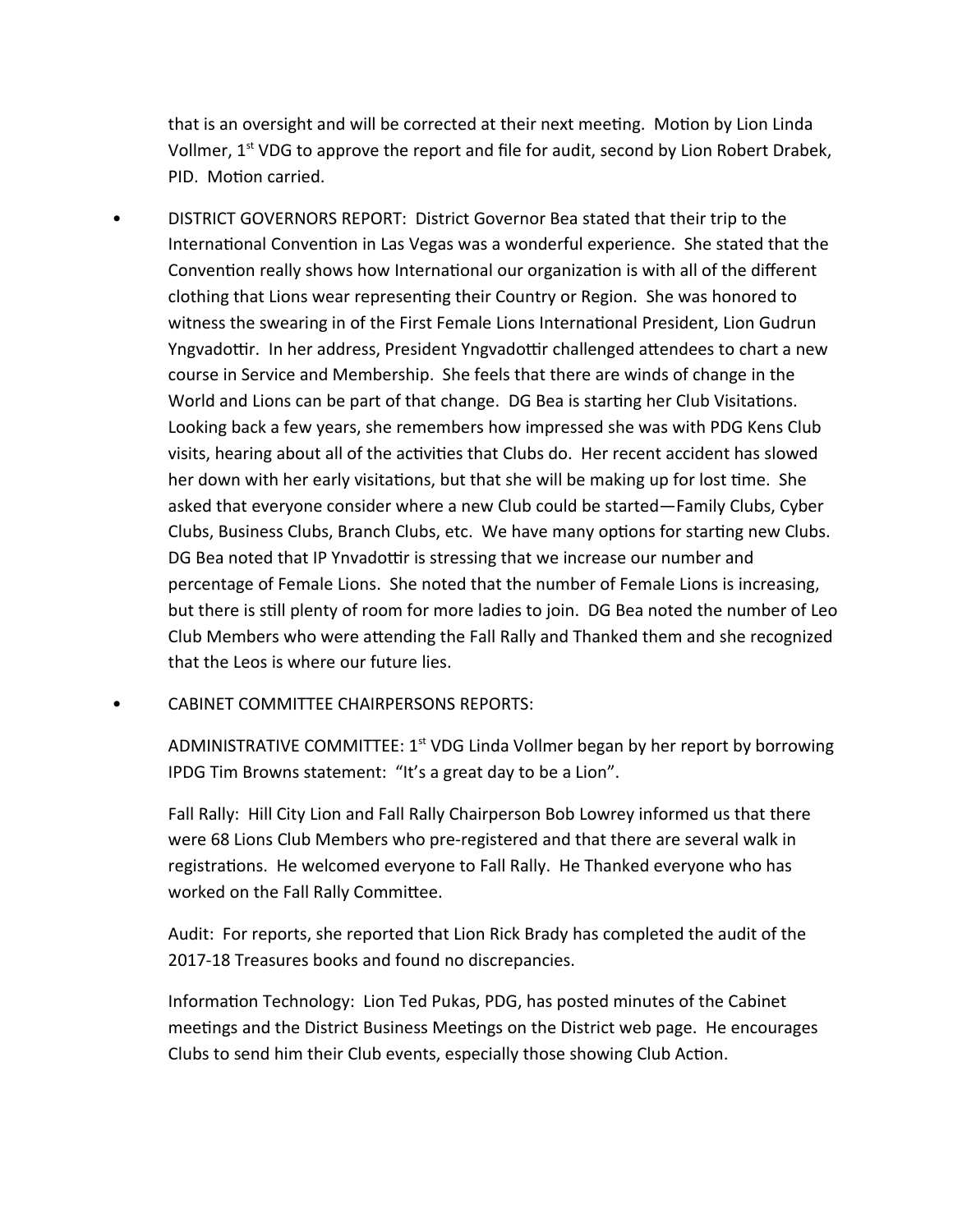that is an oversight and will be corrected at their next meeting. Motion by Lion Linda Vollmer, 1st VDG to approve the report and file for audit, second by Lion Robert Drabek, PID. Motion carried.

- DISTRICT GOVERNORS REPORT: District Governor Bea stated that their trip to the International Convention in Las Vegas was a wonderful experience. She stated that the Convention really shows how International our organization is with all of the different clothing that Lions wear representing their Country or Region. She was honored to witness the swearing in of the First Female Lions International President, Lion Gudrun Yngvadottir. In her address, President Yngvadottir challenged attendees to chart a new course in Service and Membership. She feels that there are winds of change in the World and Lions can be part of that change. DG Bea is starting her Club Visitations. Looking back a few years, she remembers how impressed she was with PDG Kens Club visits, hearing about all of the activities that Clubs do. Her recent accident has slowed her down with her early visitations, but that she will be making up for lost time. She asked that everyone consider where a new Club could be started—Family Clubs, Cyber Clubs, Business Clubs, Branch Clubs, etc. We have many options for starting new Clubs. DG Bea noted that IP Ynvadottir is stressing that we increase our number and percentage of Female Lions. She noted that the number of Female Lions is increasing, but there is still plenty of room for more ladies to join. DG Bea noted the number of Leo Club Members who were attending the Fall Rally and Thanked them and she recognized that the Leos is where our future lies.

- CABINET COMMITTEE CHAIRPERSONS REPORTS:

  ADMINISTRATIVE COMMITTEE: 1st VDG Linda Vollmer began by her report by borrowing IPDG Tim Browns statement: "It's a great day to be a Lion".

  Fall Rally: Hill City Lion and Fall Rally Chairperson Bob Lowrey informed us that there were 68 Lions Club Members who pre-registered and that there are several walk in registrations. He welcomed everyone to Fall Rally. He Thanked everyone who has worked on the Fall Rally Committee.

  Audit: For reports, she reported that Lion Rick Brady has completed the audit of the 2017-18 Treasures books and found no discrepancies.

  Information Technology: Lion Ted Pukas, PDG, has posted minutes of the Cabinet meetings and the District Business Meetings on the District web page. He encourages Clubs to send him their Club events, especially those showing Club Action.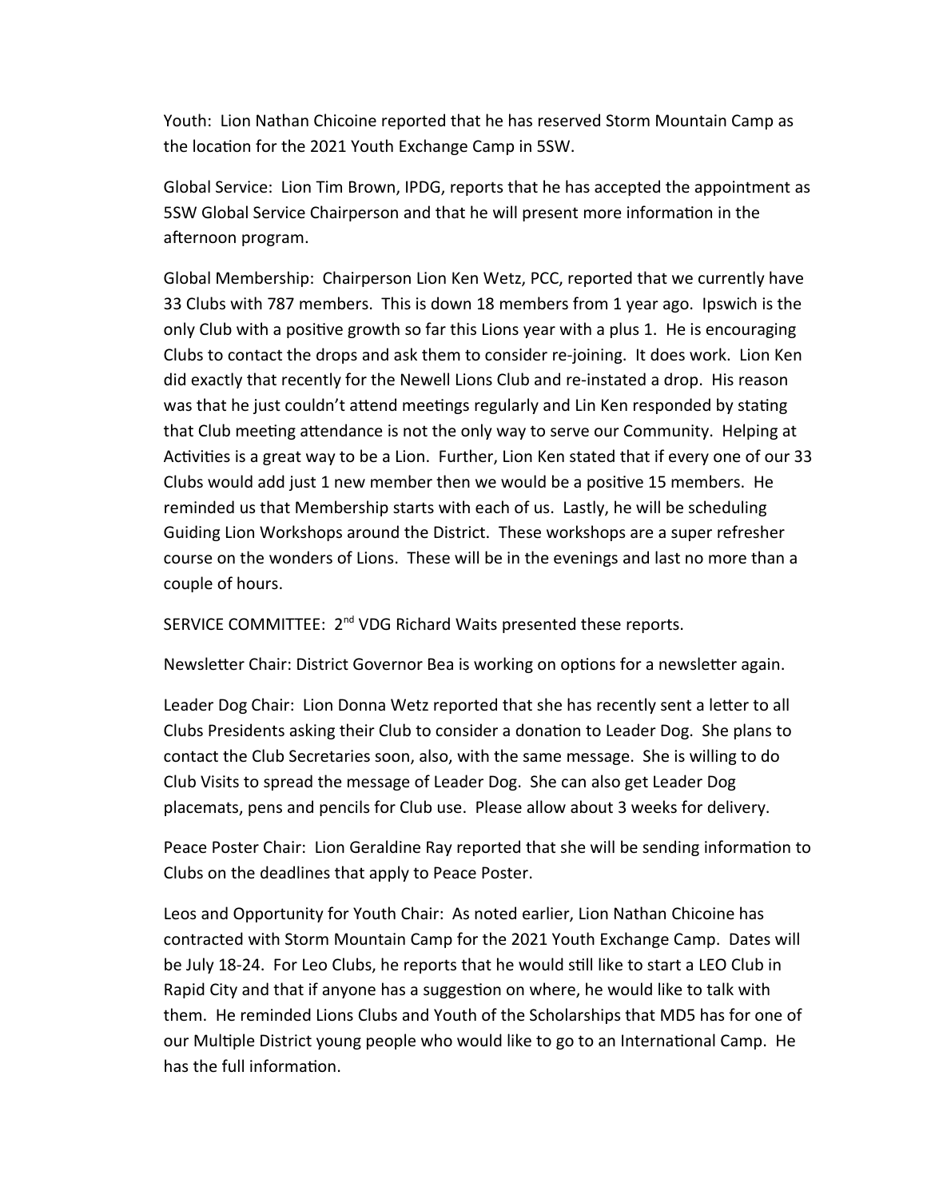Youth: Lion Nathan Chicoine reported that he has reserved Storm Mountain Camp as the location for the 2021 Youth Exchange Camp in 5SW.

Global Service: Lion Tim Brown, IPDG, reports that he has accepted the appointment as 5SW Global Service Chairperson and that he will present more information in the afternoon program.

Global Membership: Chairperson Lion Ken Wetz, PCC, reported that we currently have 33 Clubs with 787 members. This is down 18 members from 1 year ago. Ipswich is the only Club with a positive growth so far this Lions year with a plus 1. He is encouraging Clubs to contact the drops and ask them to consider re-joining. It does work. Lion Ken did exactly that recently for the Newell Lions Club and re-instated a drop. His reason was that he just couldn't attend meetings regularly and Lin Ken responded by stating that Club meeting attendance is not the only way to serve our Community. Helping at Activities is a great way to be a Lion. Further, Lion Ken stated that if every one of our 33 Clubs would add just 1 new member then we would be a positive 15 members. He reminded us that Membership starts with each of us. Lastly, he will be scheduling Guiding Lion Workshops around the District. These workshops are a super refresher course on the wonders of Lions. These will be in the evenings and last no more than a couple of hours.

SERVICE COMMITTEE: 2nd VDG Richard Waits presented these reports.

Newsletter Chair: District Governor Bea is working on options for a newsletter again.

Leader Dog Chair: Lion Donna Wetz reported that she has recently sent a letter to all Clubs Presidents asking their Club to consider a donation to Leader Dog. She plans to contact the Club Secretaries soon, also, with the same message. She is willing to do Club Visits to spread the message of Leader Dog. She can also get Leader Dog placemats, pens and pencils for Club use. Please allow about 3 weeks for delivery.

Peace Poster Chair: Lion Geraldine Ray reported that she will be sending information to Clubs on the deadlines that apply to Peace Poster.

Leos and Opportunity for Youth Chair: As noted earlier, Lion Nathan Chicoine has contracted with Storm Mountain Camp for the 2021 Youth Exchange Camp. Dates will be July 18-24. For Leo Clubs, he reports that he would still like to start a LEO Club in Rapid City and that if anyone has a suggestion on where, he would like to talk with them. He reminded Lions Clubs and Youth of the Scholarships that MD5 has for one of our Multiple District young people who would like to go to an International Camp. He has the full information.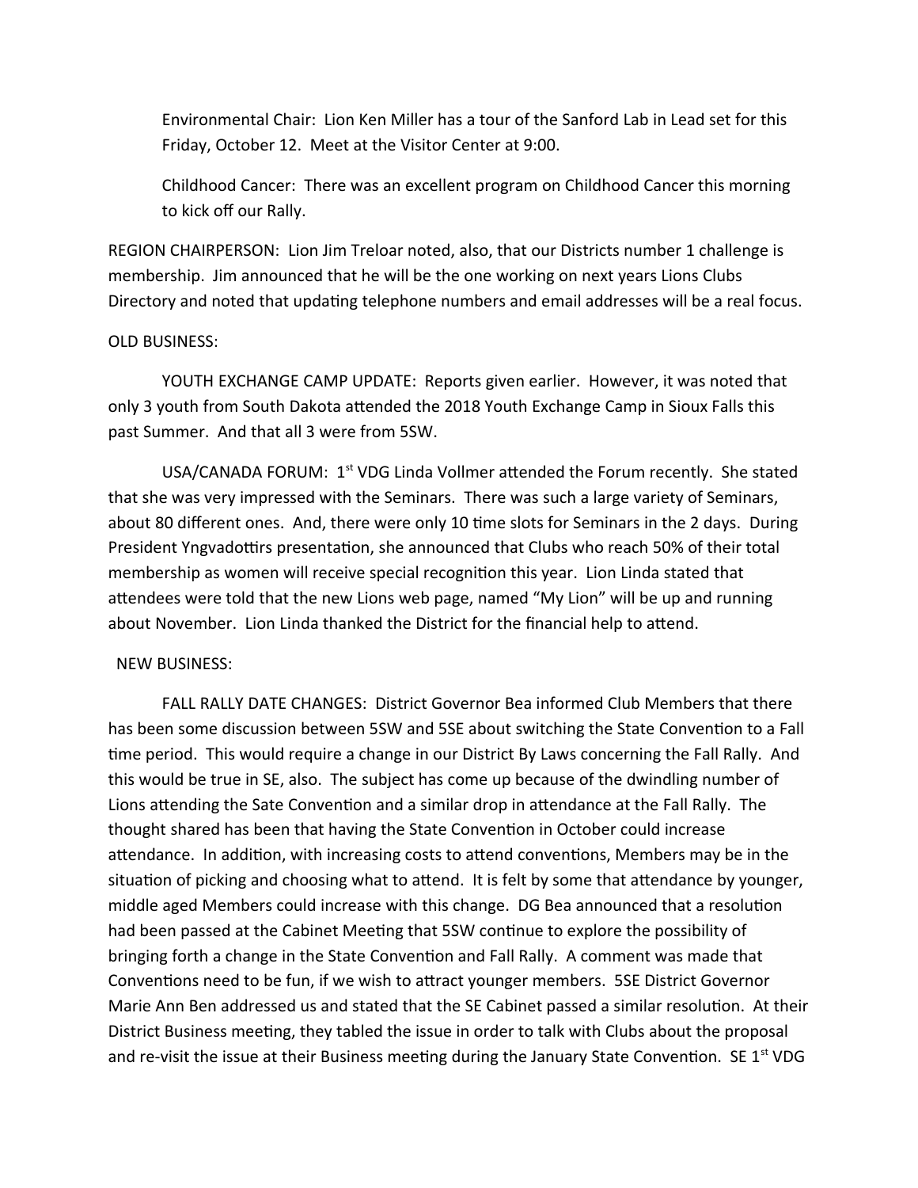Environmental Chair: Lion Ken Miller has a tour of the Sanford Lab in Lead set for this Friday, October 12. Meet at the Visitor Center at 9:00.

Childhood Cancer: There was an excellent program on Childhood Cancer this morning to kick off our Rally.

REGION CHAIRPERSON: Lion Jim Treloar noted, also, that our Districts number 1 challenge is membership. Jim announced that he will be the one working on next years Lions Clubs Directory and noted that updating telephone numbers and email addresses will be a real focus.

OLD BUSINESS:

YOUTH EXCHANGE CAMP UPDATE: Reports given earlier. However, it was noted that only 3 youth from South Dakota attended the 2018 Youth Exchange Camp in Sioux Falls this past Summer. And that all 3 were from 5SW.

USA/CANADA FORUM: 1st VDG Linda Vollmer attended the Forum recently. She stated that she was very impressed with the Seminars. There was such a large variety of Seminars, about 80 different ones. And, there were only 10 time slots for Seminars in the 2 days. During President Yngvadottirs presentation, she announced that Clubs who reach 50% of their total membership as women will receive special recognition this year. Lion Linda stated that attendees were told that the new Lions web page, named "My Lion" will be up and running about November. Lion Linda thanked the District for the financial help to attend.

NEW BUSINESS:

FALL RALLY DATE CHANGES: District Governor Bea informed Club Members that there has been some discussion between 5SW and 5SE about switching the State Convention to a Fall time period. This would require a change in our District By Laws concerning the Fall Rally. And this would be true in SE, also. The subject has come up because of the dwindling number of Lions attending the Sate Convention and a similar drop in attendance at the Fall Rally. The thought shared has been that having the State Convention in October could increase attendance. In addition, with increasing costs to attend conventions, Members may be in the situation of picking and choosing what to attend. It is felt by some that attendance by younger, middle aged Members could increase with this change. DG Bea announced that a resolution had been passed at the Cabinet Meeting that 5SW continue to explore the possibility of bringing forth a change in the State Convention and Fall Rally. A comment was made that Conventions need to be fun, if we wish to attract younger members. 5SE District Governor Marie Ann Ben addressed us and stated that the SE Cabinet passed a similar resolution. At their District Business meeting, they tabled the issue in order to talk with Clubs about the proposal and re-visit the issue at their Business meeting during the January State Convention. SE 1st VDG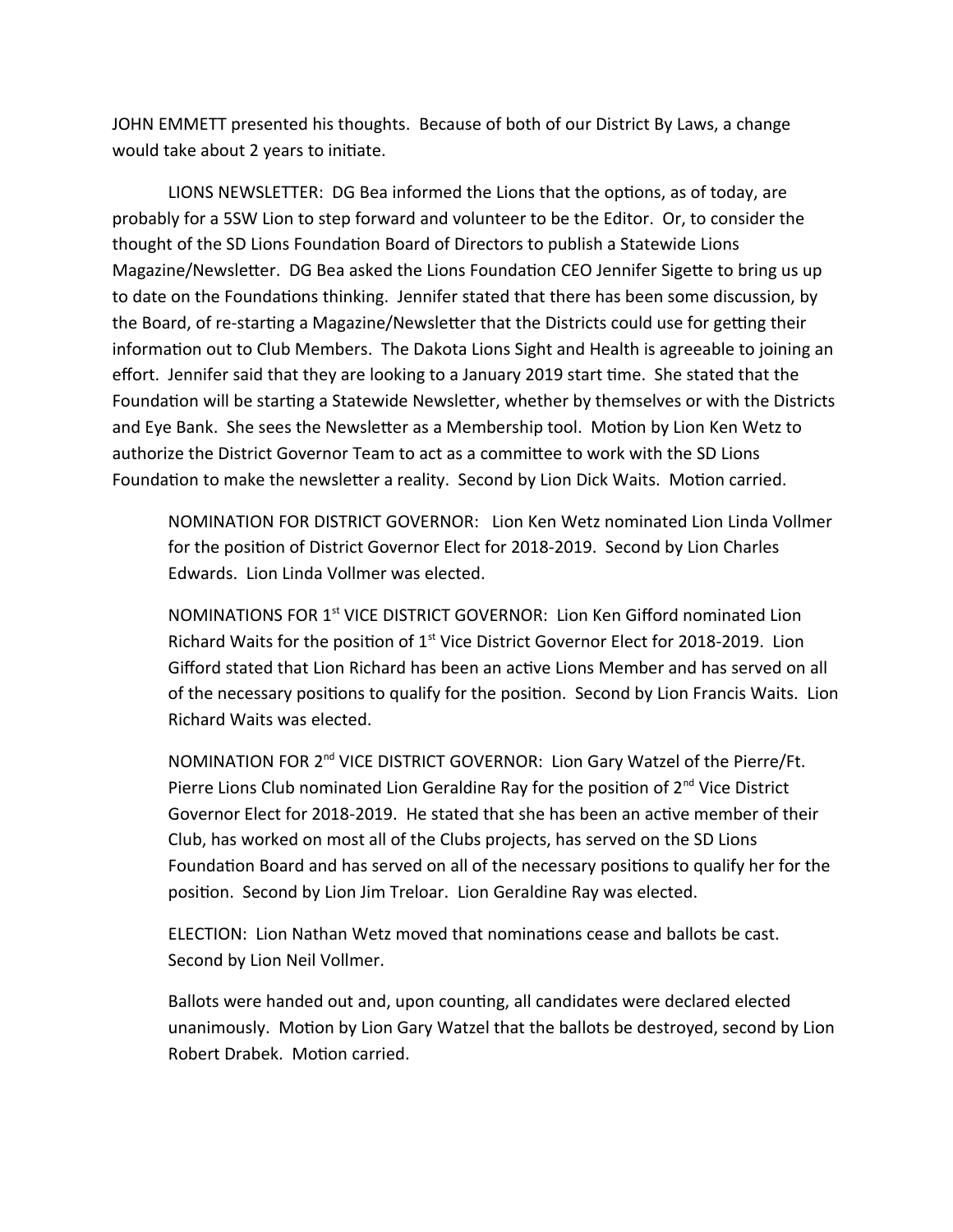JOHN EMMETT presented his thoughts. Because of both of our District By Laws, a change would take about 2 years to initiate.

LIONS NEWSLETTER: DG Bea informed the Lions that the options, as of today, are probably for a 5SW Lion to step forward and volunteer to be the Editor. Or, to consider the thought of the SD Lions Foundation Board of Directors to publish a Statewide Lions Magazine/Newsletter. DG Bea asked the Lions Foundation CEO Jennifer Sigette to bring us up to date on the Foundations thinking. Jennifer stated that there has been some discussion, by the Board, of re-starting a Magazine/Newsletter that the Districts could use for getting their information out to Club Members. The Dakota Lions Sight and Health is agreeable to joining an effort. Jennifer said that they are looking to a January 2019 start time. She stated that the Foundation will be starting a Statewide Newsletter, whether by themselves or with the Districts and Eye Bank. She sees the Newsletter as a Membership tool. Motion by Lion Ken Wetz to authorize the District Governor Team to act as a committee to work with the SD Lions Foundation to make the newsletter a reality. Second by Lion Dick Waits. Motion carried.

NOMINATION FOR DISTRICT GOVERNOR: Lion Ken Wetz nominated Lion Linda Vollmer for the position of District Governor Elect for 2018-2019. Second by Lion Charles Edwards. Lion Linda Vollmer was elected.

NOMINATIONS FOR 1st VICE DISTRICT GOVERNOR: Lion Ken Gifford nominated Lion Richard Waits for the position of 1st Vice District Governor Elect for 2018-2019. Lion Gifford stated that Lion Richard has been an active Lions Member and has served on all of the necessary positions to qualify for the position. Second by Lion Francis Waits. Lion Richard Waits was elected.

NOMINATION FOR 2nd VICE DISTRICT GOVERNOR: Lion Gary Watzel of the Pierre/Ft. Pierre Lions Club nominated Lion Geraldine Ray for the position of 2nd Vice District Governor Elect for 2018-2019. He stated that she has been an active member of their Club, has worked on most all of the Clubs projects, has served on the SD Lions Foundation Board and has served on all of the necessary positions to qualify her for the position. Second by Lion Jim Treloar. Lion Geraldine Ray was elected.

ELECTION: Lion Nathan Wetz moved that nominations cease and ballots be cast. Second by Lion Neil Vollmer.

Ballots were handed out and, upon counting, all candidates were declared elected unanimously. Motion by Lion Gary Watzel that the ballots be destroyed, second by Lion Robert Drabek. Motion carried.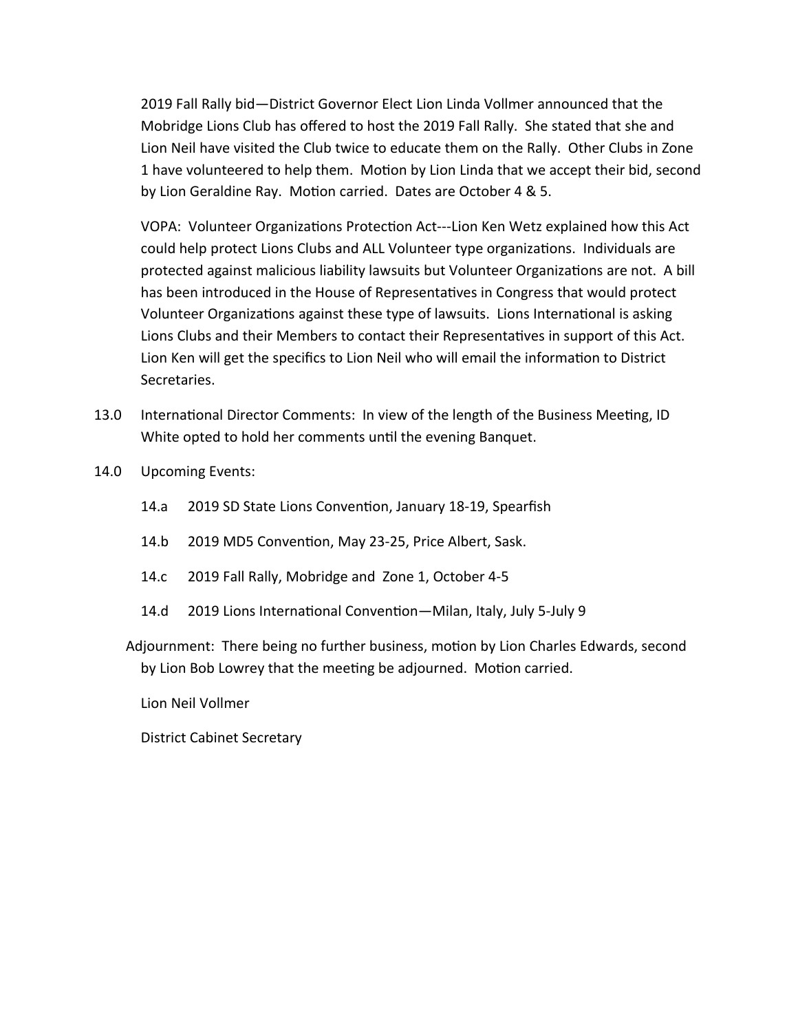2019 Fall Rally bid—District Governor Elect Lion Linda Vollmer announced that the Mobridge Lions Club has offered to host the 2019 Fall Rally. She stated that she and Lion Neil have visited the Club twice to educate them on the Rally. Other Clubs in Zone 1 have volunteered to help them. Motion by Lion Linda that we accept their bid, second by Lion Geraldine Ray. Motion carried. Dates are October 4 & 5.

VOPA: Volunteer Organizations Protection Act---Lion Ken Wetz explained how this Act could help protect Lions Clubs and ALL Volunteer type organizations. Individuals are protected against malicious liability lawsuits but Volunteer Organizations are not. A bill has been introduced in the House of Representatives in Congress that would protect Volunteer Organizations against these type of lawsuits. Lions International is asking Lions Clubs and their Members to contact their Representatives in support of this Act. Lion Ken will get the specifics to Lion Neil who will email the information to District Secretaries.

13.0 International Director Comments: In view of the length of the Business Meeting, ID White opted to hold her comments until the evening Banquet.

14.0 Upcoming Events:

- 14.a 2019 SD State Lions Convention, January 18-19, Spearfish
- 14.b 2019 MD5 Convention, May 23-25, Price Albert, Sask.
- 14.c 2019 Fall Rally, Mobridge and Zone 1, October 4-5
- 14.d 2019 Lions International Convention—Milan, Italy, July 5-July 9

Adjournment: There being no further business, motion by Lion Charles Edwards, second by Lion Bob Lowrey that the meeting be adjourned. Motion carried.

Lion Neil Vollmer

District Cabinet Secretary